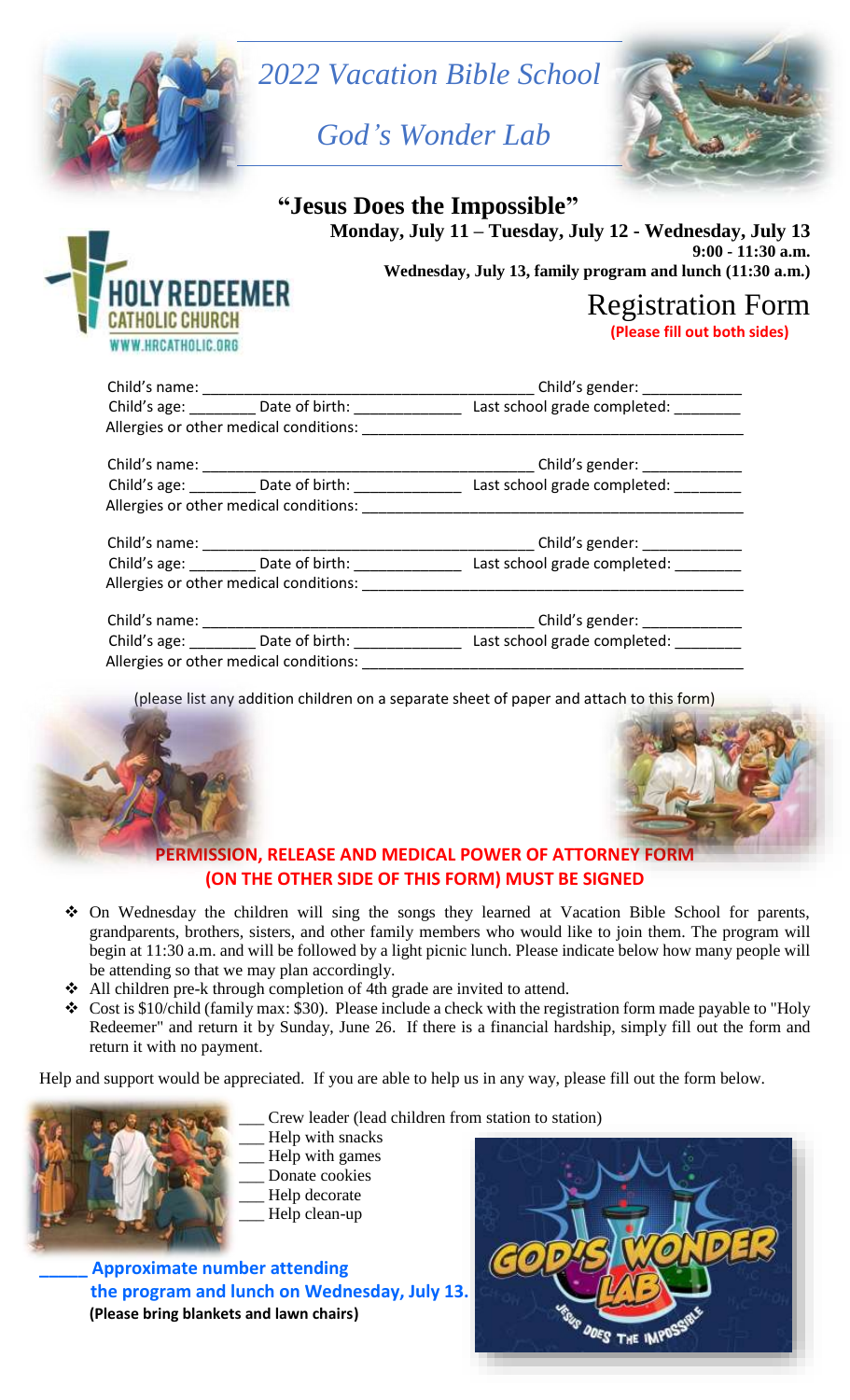# 2022 Vacation Bible School

## *God's Wonder Lab*

**HOLY REDEEMER CATHOLIC CHURCH**
WWW.HRCATHOLIC.ORG

### "Jesus Does the Impossible"

**Monday, July 11 – Tuesday, July 12 - Wednesday, July 13**
**9:00 - 11:30 a.m.**
**Wednesday, July 13, family program and lunch (11:30 a.m.)**

## Registration Form

**(Please fill out both sides)**

Child's name: ________________________________________ Child's gender: ____________
Child's age: ________ Date of birth: _____________ Last school grade completed: ________
Allergies or other medical conditions: _______________________________________________

Child's name: ________________________________________ Child's gender: ____________
Child's age: ________ Date of birth: _____________ Last school grade completed: ________
Allergies or other medical conditions: _______________________________________________

Child's name: ________________________________________ Child's gender: ____________
Child's age: ________ Date of birth: _____________ Last school grade completed: ________
Allergies or other medical conditions: _______________________________________________

Child's name: ________________________________________ Child's gender: ____________
Child's age: ________ Date of birth: _____________ Last school grade completed: ________
Allergies or other medical conditions: _______________________________________________

(please list any addition children on a separate sheet of paper and attach to this form)

**PERMISSION, RELEASE AND MEDICAL POWER OF ATTORNEY FORM (ON THE OTHER SIDE OF THIS FORM) MUST BE SIGNED**

- On Wednesday the children will sing the songs they learned at Vacation Bible School for parents, grandparents, brothers, sisters, and other family members who would like to join them. The program will begin at 11:30 a.m. and will be followed by a light picnic lunch. Please indicate below how many people will be attending so that we may plan accordingly.
- All children pre-k through completion of 4th grade are invited to attend.
- Cost is $10/child (family max: $30). Please include a check with the registration form made payable to "Holy Redeemer" and return it by Sunday, June 26. If there is a financial hardship, simply fill out the form and return it with no payment.

Help and support would be appreciated. If you are able to help us in any way, please fill out the form below.

___ Crew leader (lead children from station to station)
___ Help with snacks
___ Help with games
___ Donate cookies
___ Help decorate
___ Help clean-up

**_____ Approximate number attending the program and lunch on Wednesday, July 13.**
**(Please bring blankets and lawn chairs)**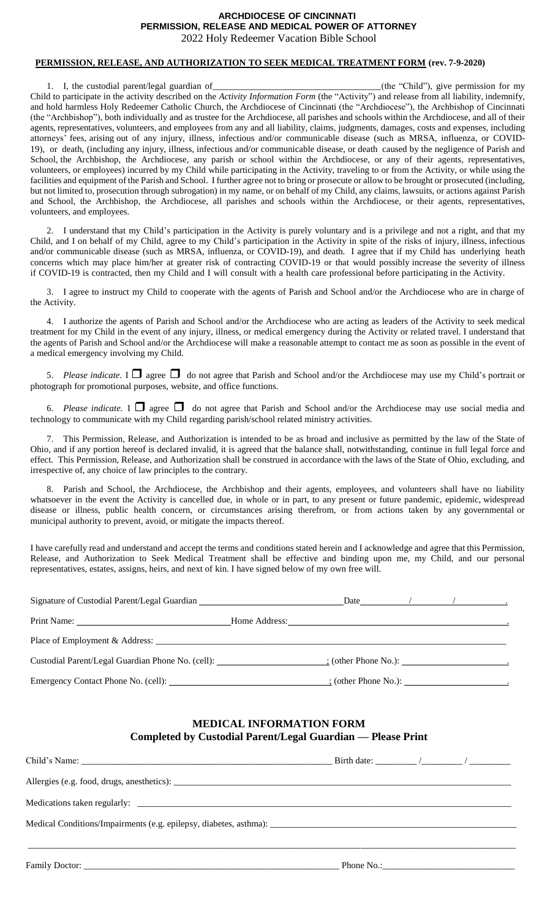**ARCHDIOCESE OF CINCINNATI**
**PERMISSION, RELEASE AND MEDICAL POWER OF ATTORNEY**
2022 Holy Redeemer Vacation Bible School

**PERMISSION, RELEASE, AND AUTHORIZATION TO SEEK MEDICAL TREATMENT FORM (rev. 7-9-2020)**

1. I, the custodial parent/legal guardian of\_\_\_\_\_\_\_\_\_\_\_\_\_\_\_\_\_\_\_\_\_\_\_\_\_\_\_\_\_\_\_\_\_\_\_(the "Child"), give permission for my Child to participate in the activity described on the *Activity Information Form* (the "Activity") and release from all liability, indemnify, and hold harmless Holy Redeemer Catholic Church, the Archdiocese of Cincinnati (the "Archdiocese"), the Archbishop of Cincinnati (the "Archbishop"), both individually and as trustee for the Archdiocese, all parishes and schools within the Archdiocese, and all of their agents, representatives, volunteers, and employees from any and all liability, claims, judgments, damages, costs and expenses, including attorneys' fees, arising out of any injury, illness, infectious and/or communicable disease (such as MRSA, influenza, or COVID-19), or death, (including any injury, illness, infectious and/or communicable disease, or death caused by the negligence of Parish and School, the Archbishop, the Archdiocese, any parish or school within the Archdiocese, or any of their agents, representatives, volunteers, or employees) incurred by my Child while participating in the Activity, traveling to or from the Activity, or while using the facilities and equipment of the Parish and School. I further agree not to bring or prosecute or allow to be brought or prosecuted (including, but not limited to, prosecution through subrogation) in my name, or on behalf of my Child, any claims, lawsuits, or actions against Parish and School, the Archbishop, the Archdiocese, all parishes and schools within the Archdiocese, or their agents, representatives, volunteers, and employees.

2. I understand that my Child's participation in the Activity is purely voluntary and is a privilege and not a right, and that my Child, and I on behalf of my Child, agree to my Child's participation in the Activity in spite of the risks of injury, illness, infectious and/or communicable disease (such as MRSA, influenza, or COVID-19), and death. I agree that if my Child has underlying heath concerns which may place him/her at greater risk of contracting COVID-19 or that would possibly increase the severity of illness if COVID-19 is contracted, then my Child and I will consult with a health care professional before participating in the Activity.

3. I agree to instruct my Child to cooperate with the agents of Parish and School and/or the Archdiocese who are in charge of the Activity.

4. I authorize the agents of Parish and School and/or the Archdiocese who are acting as leaders of the Activity to seek medical treatment for my Child in the event of any injury, illness, or medical emergency during the Activity or related travel. I understand that the agents of Parish and School and/or the Archdiocese will make a reasonable attempt to contact me as soon as possible in the event of a medical emergency involving my Child.

5. *Please indicate.* I ☐ agree ☐ do not agree that Parish and School and/or the Archdiocese may use my Child's portrait or photograph for promotional purposes, website, and office functions.

6. *Please indicate.* I ☐ agree ☐ do not agree that Parish and School and/or the Archdiocese may use social media and technology to communicate with my Child regarding parish/school related ministry activities.

7. This Permission, Release, and Authorization is intended to be as broad and inclusive as permitted by the law of the State of Ohio, and if any portion hereof is declared invalid, it is agreed that the balance shall, notwithstanding, continue in full legal force and effect. This Permission, Release, and Authorization shall be construed in accordance with the laws of the State of Ohio, excluding, and irrespective of, any choice of law principles to the contrary.

8. Parish and School, the Archdiocese, the Archbishop and their agents, employees, and volunteers shall have no liability whatsoever in the event the Activity is cancelled due, in whole or in part, to any present or future pandemic, epidemic, widespread disease or illness, public health concern, or circumstances arising therefrom, or from actions taken by any governmental or municipal authority to prevent, avoid, or mitigate the impacts thereof.

I have carefully read and understand and accept the terms and conditions stated herein and I acknowledge and agree that this Permission, Release, and Authorization to Seek Medical Treatment shall be effective and binding upon me, my Child, and our personal representatives, estates, assigns, heirs, and next of kin. I have signed below of my own free will.

Signature of Custodial Parent/Legal Guardian \_\_\_\_\_\_\_\_\_\_\_\_\_\_\_\_\_\_\_\_\_\_\_\_\_\_\_\_ Date\_\_\_\_\_\_\_\_/\_\_\_\_\_\_\_\_/\_\_\_\_\_\_\_\_.

Print Name: \_\_\_\_\_\_\_\_\_\_\_\_\_\_\_\_\_\_\_\_\_\_\_\_\_\_\_\_ Home Address:\_\_\_\_\_\_\_\_\_\_\_\_\_\_\_\_\_\_\_\_\_\_\_\_\_\_\_\_\_\_\_\_\_\_\_\_\_\_\_\_.

Place of Employment & Address: \_\_\_\_\_\_\_\_\_\_\_\_\_\_\_\_\_\_\_\_\_\_\_\_\_\_\_\_\_\_\_\_\_\_\_\_\_\_\_\_\_\_\_\_\_\_\_\_\_\_\_\_\_\_\_\_

Custodial Parent/Legal Guardian Phone No. (cell): \_\_\_\_\_\_\_\_\_\_\_\_\_\_\_\_\_\_\_\_\_\_; (other Phone No.): \_\_\_\_\_\_\_\_\_\_\_\_\_\_\_\_\_\_\_\_\_\_.

Emergency Contact Phone No. (cell): \_\_\_\_\_\_\_\_\_\_\_\_\_\_\_\_\_\_\_\_\_\_\_\_\_\_\_\_\_\_\_\_; (other Phone No.): \_\_\_\_\_\_\_\_\_\_\_\_\_\_\_\_\_\_\_\_\_\_.

## MEDICAL INFORMATION FORM
### Completed by Custodial Parent/Legal Guardian — Please Print

Child's Name: \_\_\_\_\_\_\_\_\_\_\_\_\_\_\_\_\_\_\_\_\_\_\_\_\_\_\_\_\_\_\_\_\_\_\_\_\_\_\_\_\_\_\_\_\_\_\_\_\_\_\_\_\_\_\_\_ Birth date: \_\_\_\_\_\_\_\_/\_\_\_\_\_\_\_\_/\_\_\_\_\_\_\_\_

Allergies (e.g. food, drugs, anesthetics): \_\_\_\_\_\_\_\_\_\_\_\_\_\_\_\_\_\_\_\_\_\_\_\_\_\_\_\_\_\_\_\_\_\_\_\_\_\_\_\_\_\_\_\_\_\_\_\_\_\_\_\_\_\_\_\_\_\_\_\_\_\_

Medications taken regularly: \_\_\_\_\_\_\_\_\_\_\_\_\_\_\_\_\_\_\_\_\_\_\_\_\_\_\_\_\_\_\_\_\_\_\_\_\_\_\_\_\_\_\_\_\_\_\_\_\_\_\_\_\_\_\_\_\_\_\_\_\_\_\_\_\_\_\_\_\_\_\_

Medical Conditions/Impairments (e.g. epilepsy, diabetes, asthma): \_\_\_\_\_\_\_\_\_\_\_\_\_\_\_\_\_\_\_\_\_\_\_\_\_\_\_\_\_\_\_\_\_\_\_\_\_\_\_\_\_\_\_\_\_\_\_\_\_\_

\_\_\_\_\_\_\_\_\_\_\_\_\_\_\_\_\_\_\_\_\_\_\_\_\_\_\_\_\_\_\_\_\_\_\_\_\_\_\_\_\_\_\_\_\_\_\_\_\_\_\_\_\_\_\_\_\_\_\_\_\_\_\_\_\_\_\_\_\_\_\_\_\_\_\_\_\_\_\_\_\_\_\_\_\_\_\_\_\_\_\_\_\_\_\_\_

Family Doctor: \_\_\_\_\_\_\_\_\_\_\_\_\_\_\_\_\_\_\_\_\_\_\_\_\_\_\_\_\_\_\_\_\_\_\_\_\_\_\_\_\_\_\_\_\_\_\_\_\_\_\_\_\_\_\_\_\_\_ Phone No.:\_\_\_\_\_\_\_\_\_\_\_\_\_\_\_\_\_\_\_\_\_\_\_\_\_\_\_\_